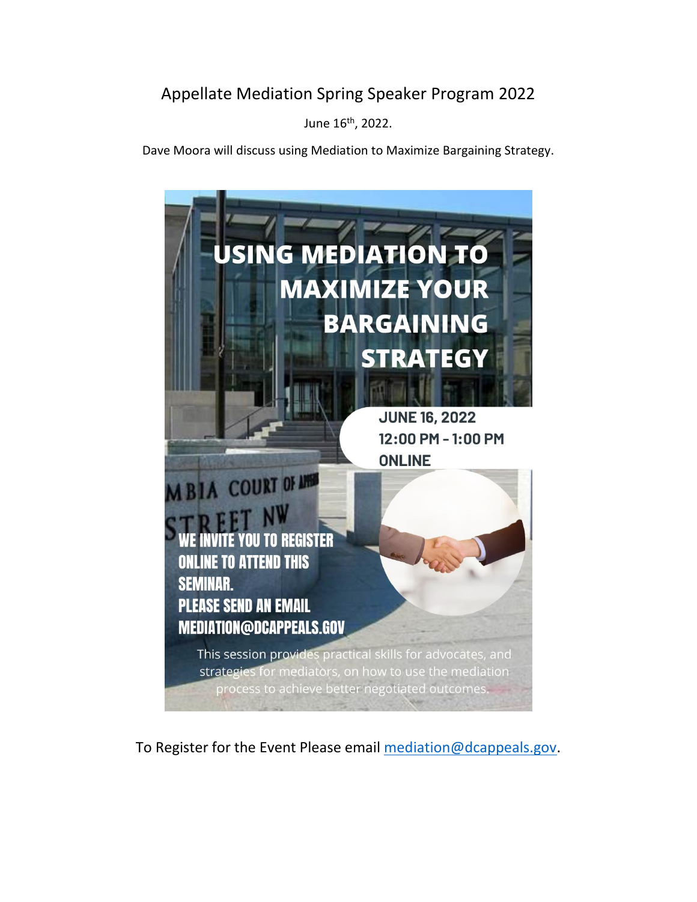# Appellate Mediation Spring Speaker Program 2022

June 16th, 2022.

Dave Moora will discuss using Mediation to Maximize Bargaining Strategy.

## USING MEDIATION TO MAXIMIZE YOUR BARGAINING STRATEGY

**JUNE 16, 2022**
**12:00 PM - 1:00 PM**
**ONLINE**

**WE INVITE YOU TO REGISTER ONLINE TO ATTEND THIS SEMINAR.**
**PLEASE SEND AN EMAIL MEDIATION@DCAPPEALS.GOV**

This session provides practical skills for advocates, and strategies for mediators, on how to use the mediation process to achieve better negotiated outcomes.

To Register for the Event Please email mediation@dcappeals.gov.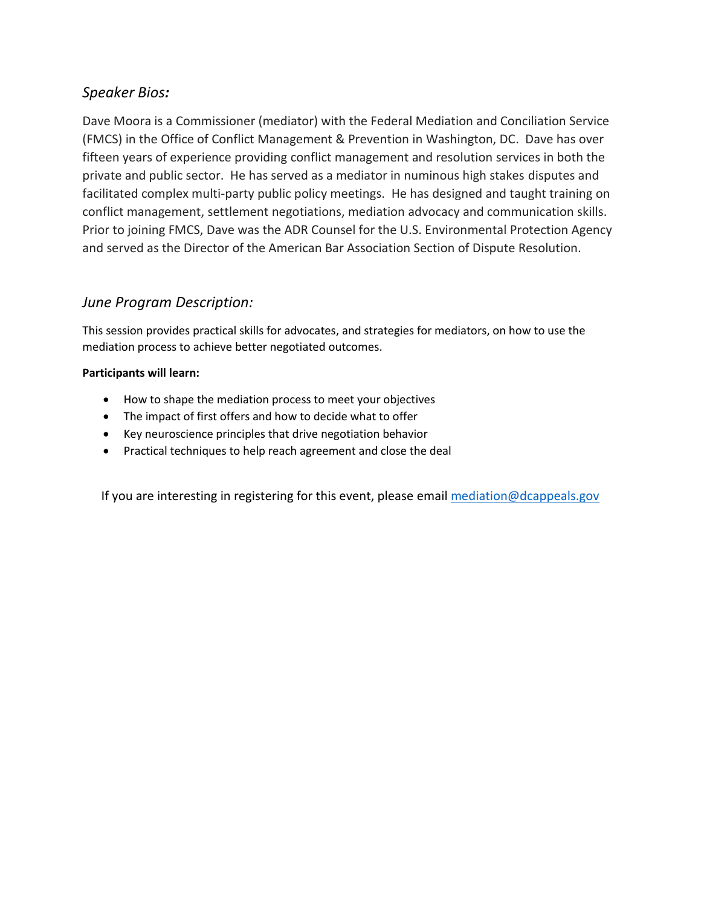## *Speaker Bios:*

Dave Moora is a Commissioner (mediator) with the Federal Mediation and Conciliation Service (FMCS) in the Office of Conflict Management & Prevention in Washington, DC. Dave has over fifteen years of experience providing conflict management and resolution services in both the private and public sector. He has served as a mediator in numinous high stakes disputes and facilitated complex multi-party public policy meetings. He has designed and taught training on conflict management, settlement negotiations, mediation advocacy and communication skills. Prior to joining FMCS, Dave was the ADR Counsel for the U.S. Environmental Protection Agency and served as the Director of the American Bar Association Section of Dispute Resolution.

## *June Program Description:*

This session provides practical skills for advocates, and strategies for mediators, on how to use the mediation process to achieve better negotiated outcomes.

**Participants will learn:**

- How to shape the mediation process to meet your objectives
- The impact of first offers and how to decide what to offer
- Key neuroscience principles that drive negotiation behavior
- Practical techniques to help reach agreement and close the deal

If you are interesting in registering for this event, please email [mediation@dcappeals.gov](mailto:mediation@dcappeals.gov)